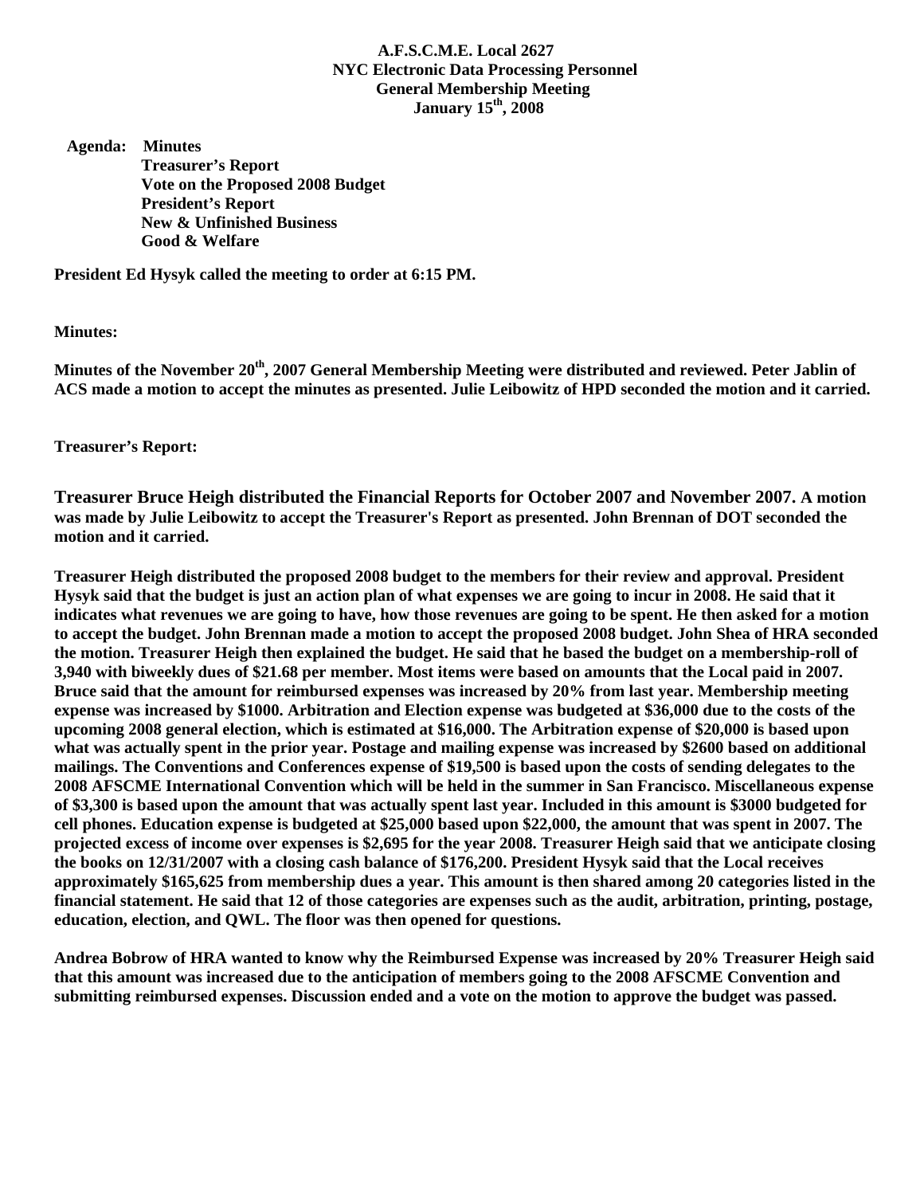**A.F.S.C.M.E. Local 2627**
**NYC Electronic Data Processing Personnel**
**General Membership Meeting**
**January 15th, 2008**

**Agenda:** **Minutes**
**Treasurer's Report**
**Vote on the Proposed 2008 Budget**
**President's Report**
**New & Unfinished Business**
**Good & Welfare**

**President Ed Hysyk called the meeting to order at 6:15 PM.**

**Minutes:**

**Minutes of the November 20th, 2007 General Membership Meeting were distributed and reviewed. Peter Jablin of ACS made a motion to accept the minutes as presented. Julie Leibowitz of HPD seconded the motion and it carried.**

**Treasurer's Report:**

**Treasurer Bruce Heigh distributed the Financial Reports for October 2007 and November 2007. A motion was made by Julie Leibowitz to accept the Treasurer's Report as presented. John Brennan of DOT seconded the motion and it carried.**

**Treasurer Heigh distributed the proposed 2008 budget to the members for their review and approval. President Hysyk said that the budget is just an action plan of what expenses we are going to incur in 2008. He said that it indicates what revenues we are going to have, how those revenues are going to be spent. He then asked for a motion to accept the budget. John Brennan made a motion to accept the proposed 2008 budget. John Shea of HRA seconded the motion. Treasurer Heigh then explained the budget. He said that he based the budget on a membership-roll of 3,940 with biweekly dues of $21.68 per member. Most items were based on amounts that the Local paid in 2007. Bruce said that the amount for reimbursed expenses was increased by 20% from last year. Membership meeting expense was increased by $1000. Arbitration and Election expense was budgeted at $36,000 due to the costs of the upcoming 2008 general election, which is estimated at $16,000. The Arbitration expense of $20,000 is based upon what was actually spent in the prior year. Postage and mailing expense was increased by $2600 based on additional mailings. The Conventions and Conferences expense of $19,500 is based upon the costs of sending delegates to the 2008 AFSCME International Convention which will be held in the summer in San Francisco. Miscellaneous expense of $3,300 is based upon the amount that was actually spent last year. Included in this amount is $3000 budgeted for cell phones. Education expense is budgeted at $25,000 based upon $22,000, the amount that was spent in 2007. The projected excess of income over expenses is $2,695 for the year 2008. Treasurer Heigh said that we anticipate closing the books on 12/31/2007 with a closing cash balance of $176,200. President Hysyk said that the Local receives approximately $165,625 from membership dues a year. This amount is then shared among 20 categories listed in the financial statement. He said that 12 of those categories are expenses such as the audit, arbitration, printing, postage, education, election, and QWL. The floor was then opened for questions.**

**Andrea Bobrow of HRA wanted to know why the Reimbursed Expense was increased by 20% Treasurer Heigh said that this amount was increased due to the anticipation of members going to the 2008 AFSCME Convention and submitting reimbursed expenses. Discussion ended and a vote on the motion to approve the budget was passed.**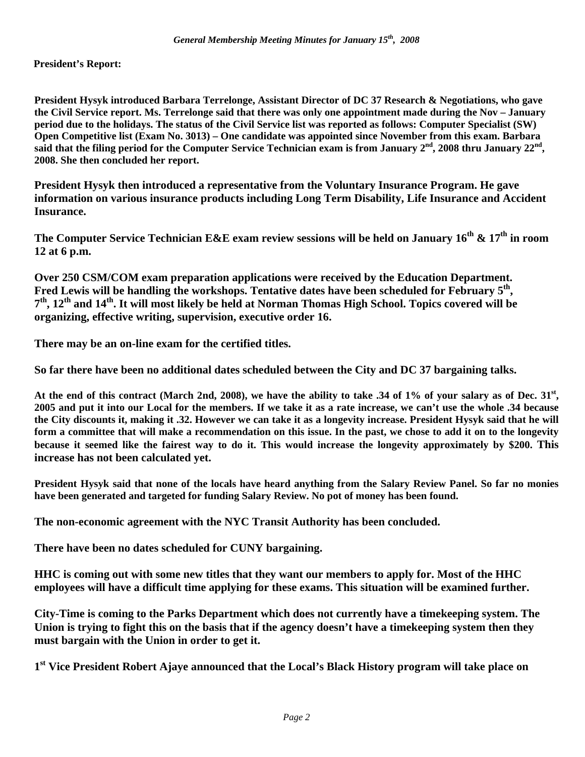**President's Report:**

**President Hysyk introduced Barbara Terrelonge, Assistant Director of DC 37 Research & Negotiations, who gave the Civil Service report. Ms. Terrelonge said that there was only one appointment made during the Nov – January period due to the holidays. The status of the Civil Service list was reported as follows: Computer Specialist (SW) Open Competitive list (Exam No. 3013) – One candidate was appointed since November from this exam. Barbara said that the filing period for the Computer Service Technician exam is from January 2nd, 2008 thru January 22nd, 2008. She then concluded her report.**

**President Hysyk then introduced a representative from the Voluntary Insurance Program. He gave information on various insurance products including Long Term Disability, Life Insurance and Accident Insurance.**

**The Computer Service Technician E&E exam review sessions will be held on January 16th & 17th in room 12 at 6 p.m.**

**Over 250 CSM/COM exam preparation applications were received by the Education Department. Fred Lewis will be handling the workshops. Tentative dates have been scheduled for February 5th, 7th, 12th and 14th. It will most likely be held at Norman Thomas High School. Topics covered will be organizing, effective writing, supervision, executive order 16.**

**There may be an on-line exam for the certified titles.**

**So far there have been no additional dates scheduled between the City and DC 37 bargaining talks.**

**At the end of this contract (March 2nd, 2008), we have the ability to take .34 of 1% of your salary as of Dec. 31st, 2005 and put it into our Local for the members. If we take it as a rate increase, we can't use the whole .34 because the City discounts it, making it .32. However we can take it as a longevity increase. President Hysyk said that he will form a committee that will make a recommendation on this issue. In the past, we chose to add it on to the longevity because it seemed like the fairest way to do it. This would increase the longevity approximately by $200. This increase has not been calculated yet.**

**President Hysyk said that none of the locals have heard anything from the Salary Review Panel. So far no monies have been generated and targeted for funding Salary Review. No pot of money has been found.**

**The non-economic agreement with the NYC Transit Authority has been concluded.**

**There have been no dates scheduled for CUNY bargaining.**

**HHC is coming out with some new titles that they want our members to apply for. Most of the HHC employees will have a difficult time applying for these exams. This situation will be examined further.**

**City-Time is coming to the Parks Department which does not currently have a timekeeping system. The Union is trying to fight this on the basis that if the agency doesn't have a timekeeping system then they must bargain with the Union in order to get it.**

**1st Vice President Robert Ajaye announced that the Local's Black History program will take place on**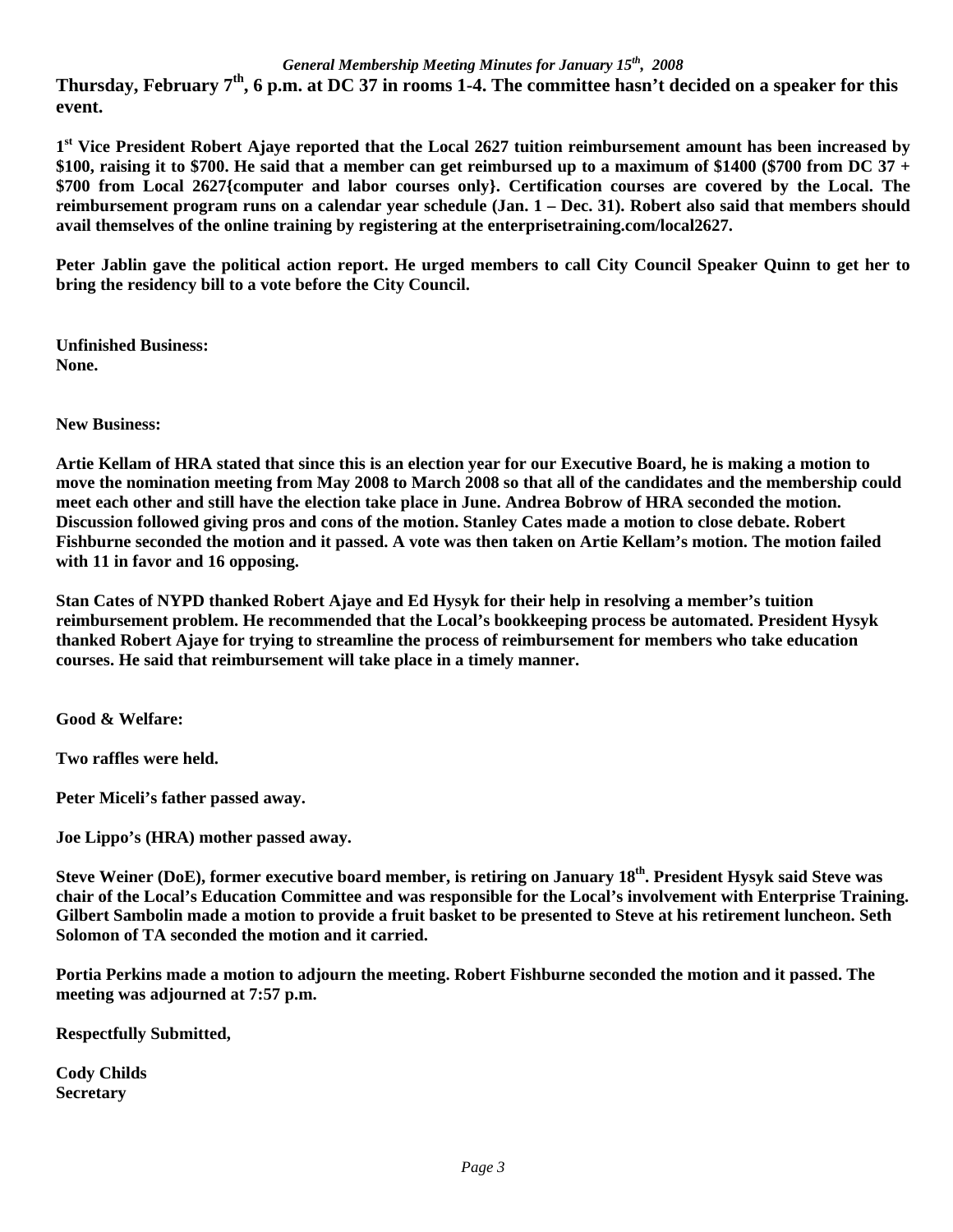**Thursday, February 7th, 6 p.m. at DC 37 in rooms 1-4. The committee hasn't decided on a speaker for this event.**

**1st Vice President Robert Ajaye reported that the Local 2627 tuition reimbursement amount has been increased by $100, raising it to $700. He said that a member can get reimbursed up to a maximum of $1400 ($700 from DC 37 + $700 from Local 2627{computer and labor courses only}. Certification courses are covered by the Local. The reimbursement program runs on a calendar year schedule (Jan. 1 – Dec. 31). Robert also said that members should avail themselves of the online training by registering at the enterprisetraining.com/local2627.**

**Peter Jablin gave the political action report. He urged members to call City Council Speaker Quinn to get her to bring the residency bill to a vote before the City Council.**

**Unfinished Business:**
**None.**

**New Business:**

**Artie Kellam of HRA stated that since this is an election year for our Executive Board, he is making a motion to move the nomination meeting from May 2008 to March 2008 so that all of the candidates and the membership could meet each other and still have the election take place in June. Andrea Bobrow of HRA seconded the motion. Discussion followed giving pros and cons of the motion. Stanley Cates made a motion to close debate. Robert Fishburne seconded the motion and it passed. A vote was then taken on Artie Kellam's motion. The motion failed with 11 in favor and 16 opposing.**

**Stan Cates of NYPD thanked Robert Ajaye and Ed Hysyk for their help in resolving a member's tuition reimbursement problem. He recommended that the Local's bookkeeping process be automated. President Hysyk thanked Robert Ajaye for trying to streamline the process of reimbursement for members who take education courses. He said that reimbursement will take place in a timely manner.**

**Good & Welfare:**

**Two raffles were held.**

**Peter Miceli's father passed away.**

**Joe Lippo's (HRA) mother passed away.**

**Steve Weiner (DoE), former executive board member, is retiring on January 18th. President Hysyk said Steve was chair of the Local's Education Committee and was responsible for the Local's involvement with Enterprise Training. Gilbert Sambolin made a motion to provide a fruit basket to be presented to Steve at his retirement luncheon. Seth Solomon of TA seconded the motion and it carried.**

**Portia Perkins made a motion to adjourn the meeting. Robert Fishburne seconded the motion and it passed. The meeting was adjourned at 7:57 p.m.**

**Respectfully Submitted,**

**Cody Childs**
**Secretary**